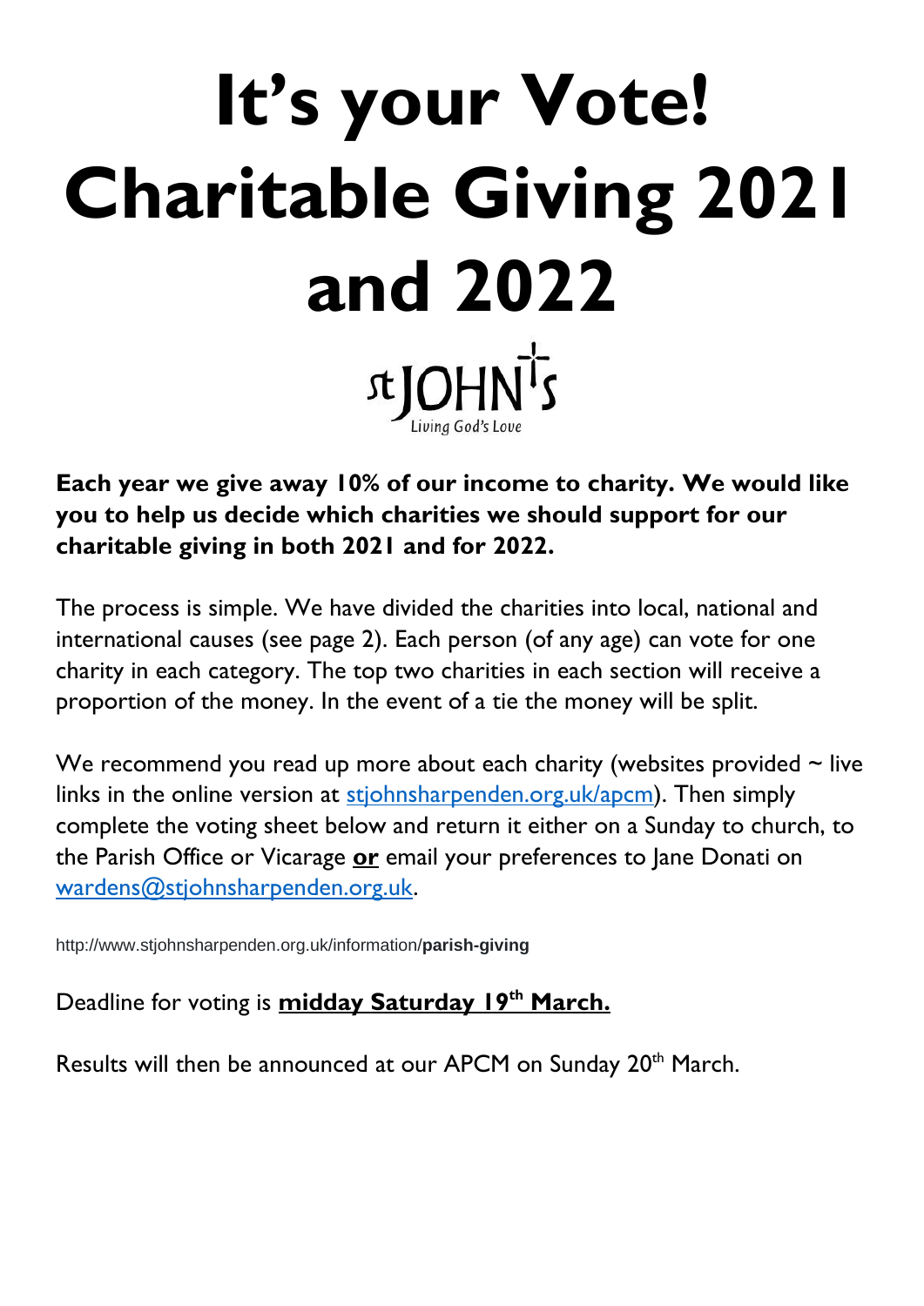# It's your Vote! Charitable Giving 2021 and 2022

st JOHN's
Living God's Love

**Each year we give away 10% of our income to charity. We would like you to help us decide which charities we should support for our charitable giving in both 2021 and for 2022.**

The process is simple. We have divided the charities into local, national and international causes (see page 2). Each person (of any age) can vote for one charity in each category. The top two charities in each section will receive a proportion of the money. In the event of a tie the money will be split.

We recommend you read up more about each charity (websites provided ~ live links in the online version at stjohnsharpenden.org.uk/apcm). Then simply complete the voting sheet below and return it either on a Sunday to church, to the Parish Office or Vicarage **or** email your preferences to Jane Donati on wardens@stjohnsharpenden.org.uk.

http://www.stjohnsharpenden.org.uk/information/**parish-giving**

Deadline for voting is **midday Saturday 19th March.**

Results will then be announced at our APCM on Sunday 20th March.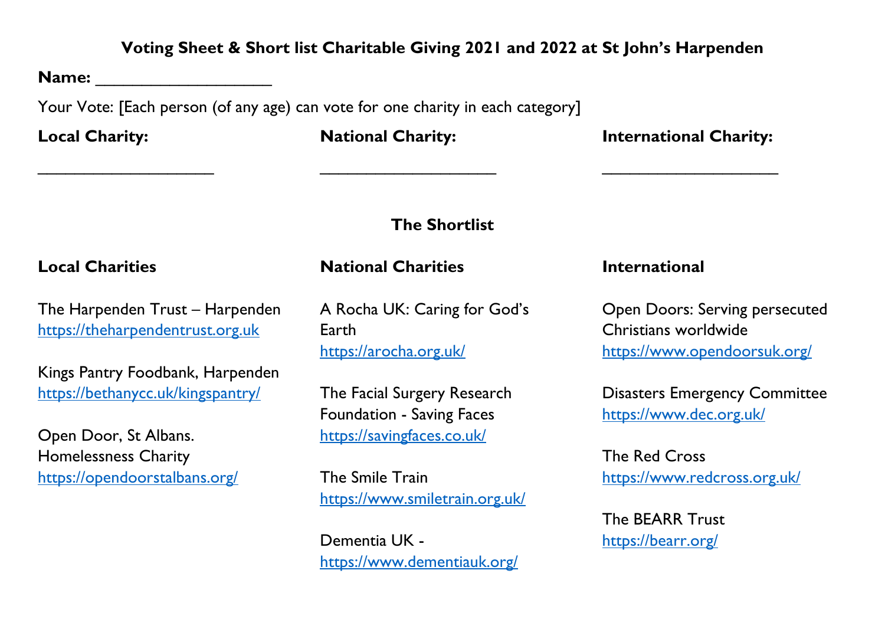**Voting Sheet & Short list Charitable Giving 2021 and 2022 at St John's Harpenden**

**Name:** ____________________

Your Vote: [Each person (of any age) can vote for one charity in each category]

**Local Charity:** ____________________

**National Charity:** ____________________

**International Charity:** ____________________

## The Shortlist

### Local Charities

The Harpenden Trust – Harpenden
https://theharpendentrust.org.uk

Kings Pantry Foodbank, Harpenden
https://bethanycc.uk/kingspantry/

Open Door, St Albans. Homelessness Charity
https://opendoorstalbans.org/

### National Charities

A Rocha UK: Caring for God's Earth
https://arocha.org.uk/

The Facial Surgery Research Foundation - Saving Faces
https://savingfaces.co.uk/

The Smile Train
https://www.smiletrain.org.uk/

Dementia UK -
https://www.dementiauk.org/

### International

Open Doors: Serving persecuted Christians worldwide
https://www.opendoorsuk.org/

Disasters Emergency Committee
https://www.dec.org.uk/

The Red Cross
https://www.redcross.org.uk/

The BEARR Trust
https://bearr.org/